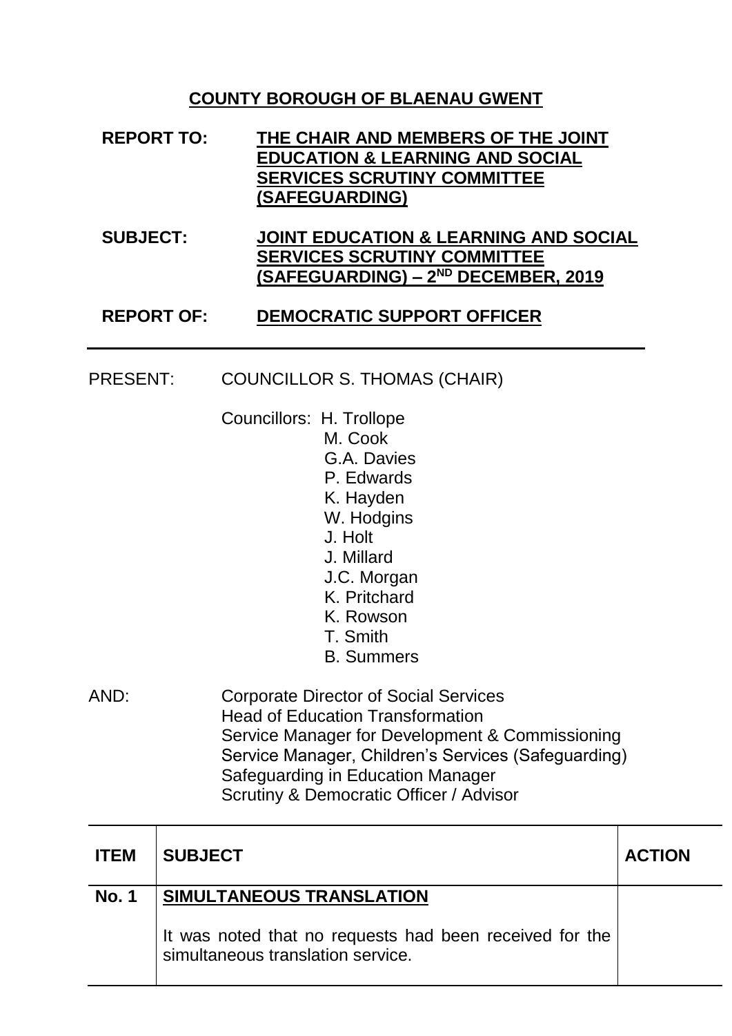# COUNTY BOROUGH OF BLAENAU GWENT

**REPORT TO:** **THE CHAIR AND MEMBERS OF THE JOINT EDUCATION & LEARNING AND SOCIAL SERVICES SCRUTINY COMMITTEE (SAFEGUARDING)**

**SUBJECT:** **JOINT EDUCATION & LEARNING AND SOCIAL SERVICES SCRUTINY COMMITTEE (SAFEGUARDING) – 2ND DECEMBER, 2019**

**REPORT OF:** **DEMOCRATIC SUPPORT OFFICER**

---

PRESENT: COUNCILLOR S. THOMAS (CHAIR)

Councillors: H. Trollope
M. Cook
G.A. Davies
P. Edwards
K. Hayden
W. Hodgins
J. Holt
J. Millard
J.C. Morgan
K. Pritchard
K. Rowson
T. Smith
B. Summers

AND: Corporate Director of Social Services
Head of Education Transformation
Service Manager for Development & Commissioning
Service Manager, Children's Services (Safeguarding)
Safeguarding in Education Manager
Scrutiny & Democratic Officer / Advisor

| ITEM | SUBJECT | ACTION |
| --- | --- | --- |
| No. 1 | **SIMULTANEOUS TRANSLATION**<br><br>It was noted that no requests had been received for the simultaneous translation service. | |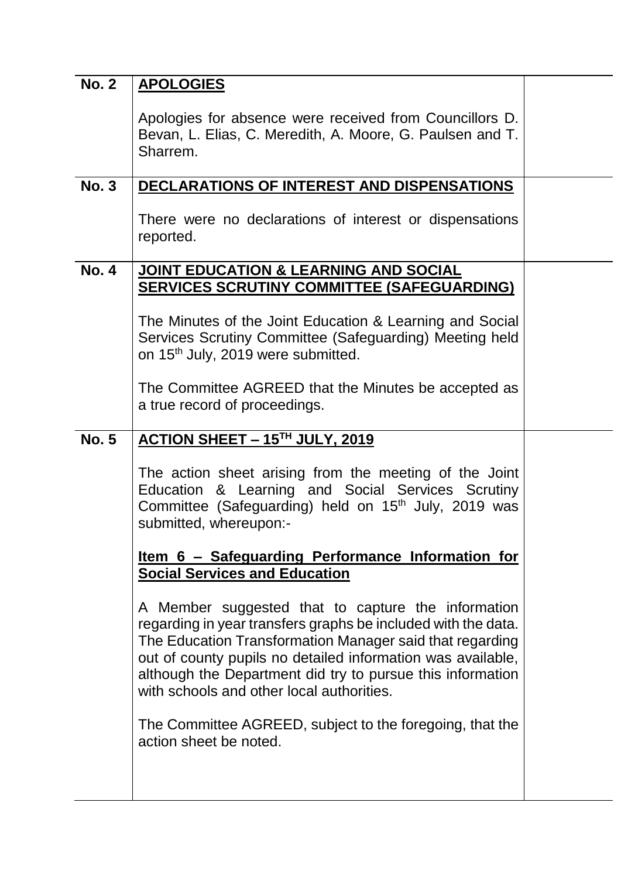| | | |
|---|---|---|
| **No. 2** | **APOLOGIES**<br><br>Apologies for absence were received from Councillors D. Bevan, L. Elias, C. Meredith, A. Moore, G. Paulsen and T. Sharrem. | |
| **No. 3** | **DECLARATIONS OF INTEREST AND DISPENSATIONS**<br><br>There were no declarations of interest or dispensations reported. | |
| **No. 4** | **JOINT EDUCATION & LEARNING AND SOCIAL SERVICES SCRUTINY COMMITTEE (SAFEGUARDING)**<br><br>The Minutes of the Joint Education & Learning and Social Services Scrutiny Committee (Safeguarding) Meeting held on 15th July, 2019 were submitted.<br><br>The Committee AGREED that the Minutes be accepted as a true record of proceedings. | |
| **No. 5** | **ACTION SHEET – 15TH JULY, 2019**<br><br>The action sheet arising from the meeting of the Joint Education & Learning and Social Services Scrutiny Committee (Safeguarding) held on 15th July, 2019 was submitted, whereupon:-<br><br>**Item 6 – Safeguarding Performance Information for Social Services and Education**<br><br>A Member suggested that to capture the information regarding in year transfers graphs be included with the data. The Education Transformation Manager said that regarding out of county pupils no detailed information was available, although the Department did try to pursue this information with schools and other local authorities.<br><br>The Committee AGREED, subject to the foregoing, that the action sheet be noted. | |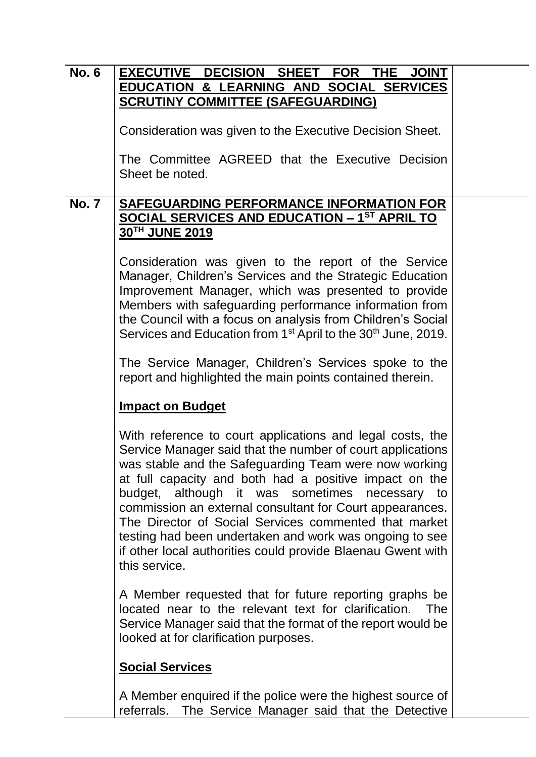| | | |
|---|---|---|
| **No. 6** | **EXECUTIVE DECISION SHEET FOR THE JOINT EDUCATION & LEARNING AND SOCIAL SERVICES SCRUTINY COMMITTEE (SAFEGUARDING)**<br><br>Consideration was given to the Executive Decision Sheet.<br><br>The Committee AGREED that the Executive Decision Sheet be noted. | |
| **No. 7** | **SAFEGUARDING PERFORMANCE INFORMATION FOR SOCIAL SERVICES AND EDUCATION – 1ST APRIL TO 30TH JUNE 2019**<br><br>Consideration was given to the report of the Service Manager, Children's Services and the Strategic Education Improvement Manager, which was presented to provide Members with safeguarding performance information from the Council with a focus on analysis from Children's Social Services and Education from 1st April to the 30th June, 2019.<br><br>The Service Manager, Children's Services spoke to the report and highlighted the main points contained therein.<br><br>**Impact on Budget**<br><br>With reference to court applications and legal costs, the Service Manager said that the number of court applications was stable and the Safeguarding Team were now working at full capacity and both had a positive impact on the budget, although it was sometimes necessary to commission an external consultant for Court appearances. The Director of Social Services commented that market testing had been undertaken and work was ongoing to see if other local authorities could provide Blaenau Gwent with this service.<br><br>A Member requested that for future reporting graphs be located near to the relevant text for clarification. The Service Manager said that the format of the report would be looked at for clarification purposes.<br><br>**Social Services**<br><br>A Member enquired if the police were the highest source of referrals. The Service Manager said that the Detective | |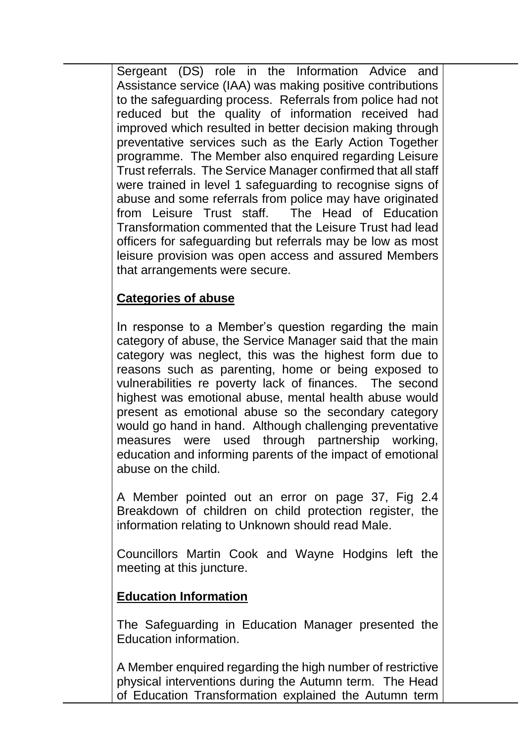Sergeant (DS) role in the Information Advice and Assistance service (IAA) was making positive contributions to the safeguarding process. Referrals from police had not reduced but the quality of information received had improved which resulted in better decision making through preventative services such as the Early Action Together programme. The Member also enquired regarding Leisure Trust referrals. The Service Manager confirmed that all staff were trained in level 1 safeguarding to recognise signs of abuse and some referrals from police may have originated from Leisure Trust staff. The Head of Education Transformation commented that the Leisure Trust had lead officers for safeguarding but referrals may be low as most leisure provision was open access and assured Members that arrangements were secure.

**Categories of abuse**

In response to a Member's question regarding the main category of abuse, the Service Manager said that the main category was neglect, this was the highest form due to reasons such as parenting, home or being exposed to vulnerabilities re poverty lack of finances. The second highest was emotional abuse, mental health abuse would present as emotional abuse so the secondary category would go hand in hand. Although challenging preventative measures were used through partnership working, education and informing parents of the impact of emotional abuse on the child.

A Member pointed out an error on page 37, Fig 2.4 Breakdown of children on child protection register, the information relating to Unknown should read Male.

Councillors Martin Cook and Wayne Hodgins left the meeting at this juncture.

**Education Information**

The Safeguarding in Education Manager presented the Education information.

A Member enquired regarding the high number of restrictive physical interventions during the Autumn term. The Head of Education Transformation explained the Autumn term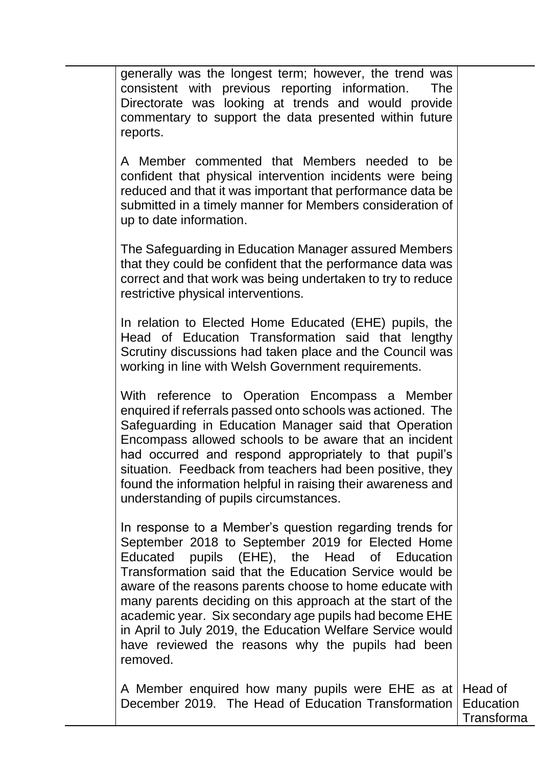| | | |
|---|---|---|
| | generally was the longest term; however, the trend was consistent with previous reporting information. The Directorate was looking at trends and would provide commentary to support the data presented within future reports.<br><br>A Member commented that Members needed to be confident that physical intervention incidents were being reduced and that it was important that performance data be submitted in a timely manner for Members consideration of up to date information.<br><br>The Safeguarding in Education Manager assured Members that they could be confident that the performance data was correct and that work was being undertaken to try to reduce restrictive physical interventions.<br><br>In relation to Elected Home Educated (EHE) pupils, the Head of Education Transformation said that lengthy Scrutiny discussions had taken place and the Council was working in line with Welsh Government requirements.<br><br>With reference to Operation Encompass a Member enquired if referrals passed onto schools was actioned. The Safeguarding in Education Manager said that Operation Encompass allowed schools to be aware that an incident had occurred and respond appropriately to that pupil's situation. Feedback from teachers had been positive, they found the information helpful in raising their awareness and understanding of pupils circumstances.<br><br>In response to a Member's question regarding trends for September 2018 to September 2019 for Elected Home Educated pupils (EHE), the Head of Education Transformation said that the Education Service would be aware of the reasons parents choose to home educate with many parents deciding on this approach at the start of the academic year. Six secondary age pupils had become EHE in April to July 2019, the Education Welfare Service would have reviewed the reasons why the pupils had been removed.<br><br>A Member enquired how many pupils were EHE as at December 2019. The Head of Education Transformation | Head of Education Transforma |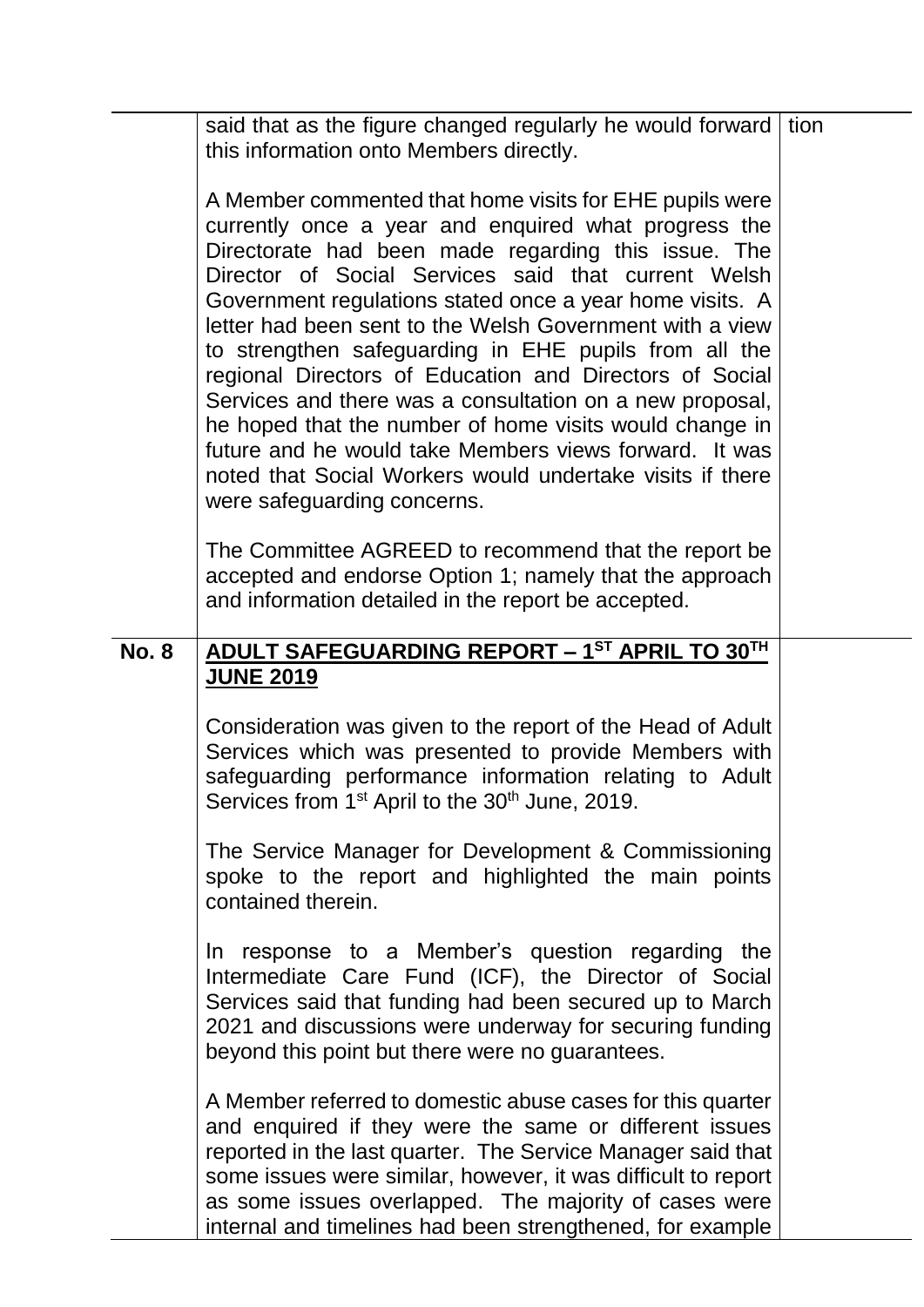| | | |
|---|---|---|
| | said that as the figure changed regularly he would forward this information onto Members directly.<br><br>A Member commented that home visits for EHE pupils were currently once a year and enquired what progress the Directorate had been made regarding this issue. The Director of Social Services said that current Welsh Government regulations stated once a year home visits. A letter had been sent to the Welsh Government with a view to strengthen safeguarding in EHE pupils from all the regional Directors of Education and Directors of Social Services and there was a consultation on a new proposal, he hoped that the number of home visits would change in future and he would take Members views forward. It was noted that Social Workers would undertake visits if there were safeguarding concerns.<br><br>The Committee AGREED to recommend that the report be accepted and endorse Option 1; namely that the approach and information detailed in the report be accepted. | tion |
| **No. 8** | **ADULT SAFEGUARDING REPORT – 1ST APRIL TO 30TH JUNE 2019**<br><br>Consideration was given to the report of the Head of Adult Services which was presented to provide Members with safeguarding performance information relating to Adult Services from 1st April to the 30th June, 2019.<br><br>The Service Manager for Development & Commissioning spoke to the report and highlighted the main points contained therein.<br><br>In response to a Member's question regarding the Intermediate Care Fund (ICF), the Director of Social Services said that funding had been secured up to March 2021 and discussions were underway for securing funding beyond this point but there were no guarantees.<br><br>A Member referred to domestic abuse cases for this quarter and enquired if they were the same or different issues reported in the last quarter. The Service Manager said that some issues were similar, however, it was difficult to report as some issues overlapped. The majority of cases were internal and timelines had been strengthened, for example | |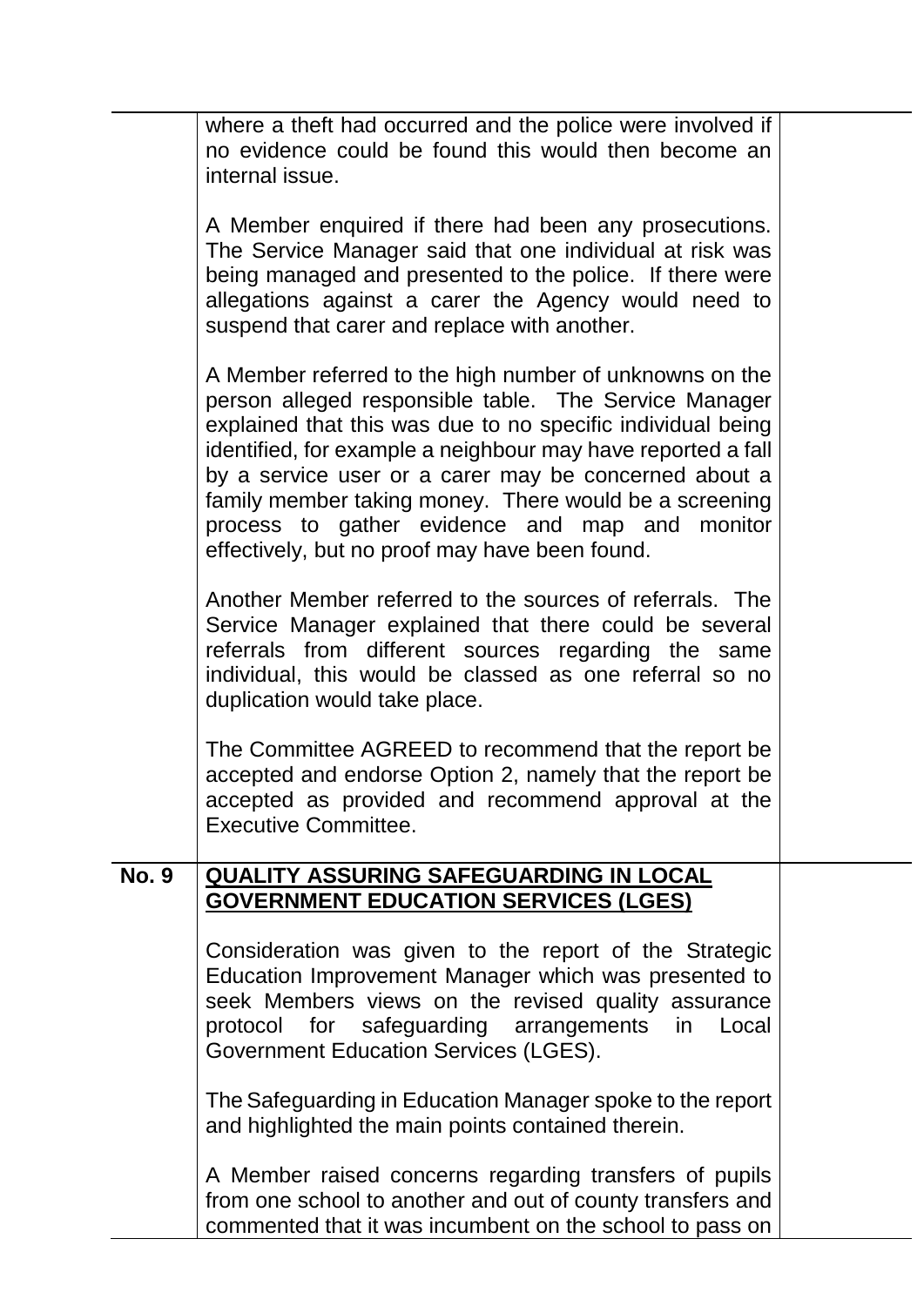where a theft had occurred and the police were involved if no evidence could be found this would then become an internal issue.

A Member enquired if there had been any prosecutions. The Service Manager said that one individual at risk was being managed and presented to the police. If there were allegations against a carer the Agency would need to suspend that carer and replace with another.

A Member referred to the high number of unknowns on the person alleged responsible table. The Service Manager explained that this was due to no specific individual being identified, for example a neighbour may have reported a fall by a service user or a carer may be concerned about a family member taking money. There would be a screening process to gather evidence and map and monitor effectively, but no proof may have been found.

Another Member referred to the sources of referrals. The Service Manager explained that there could be several referrals from different sources regarding the same individual, this would be classed as one referral so no duplication would take place.

The Committee AGREED to recommend that the report be accepted and endorse Option 2, namely that the report be accepted as provided and recommend approval at the Executive Committee.

**No. 9** **QUALITY ASSURING SAFEGUARDING IN LOCAL GOVERNMENT EDUCATION SERVICES (LGES)**

Consideration was given to the report of the Strategic Education Improvement Manager which was presented to seek Members views on the revised quality assurance protocol for safeguarding arrangements in Local Government Education Services (LGES).

The Safeguarding in Education Manager spoke to the report and highlighted the main points contained therein.

A Member raised concerns regarding transfers of pupils from one school to another and out of county transfers and commented that it was incumbent on the school to pass on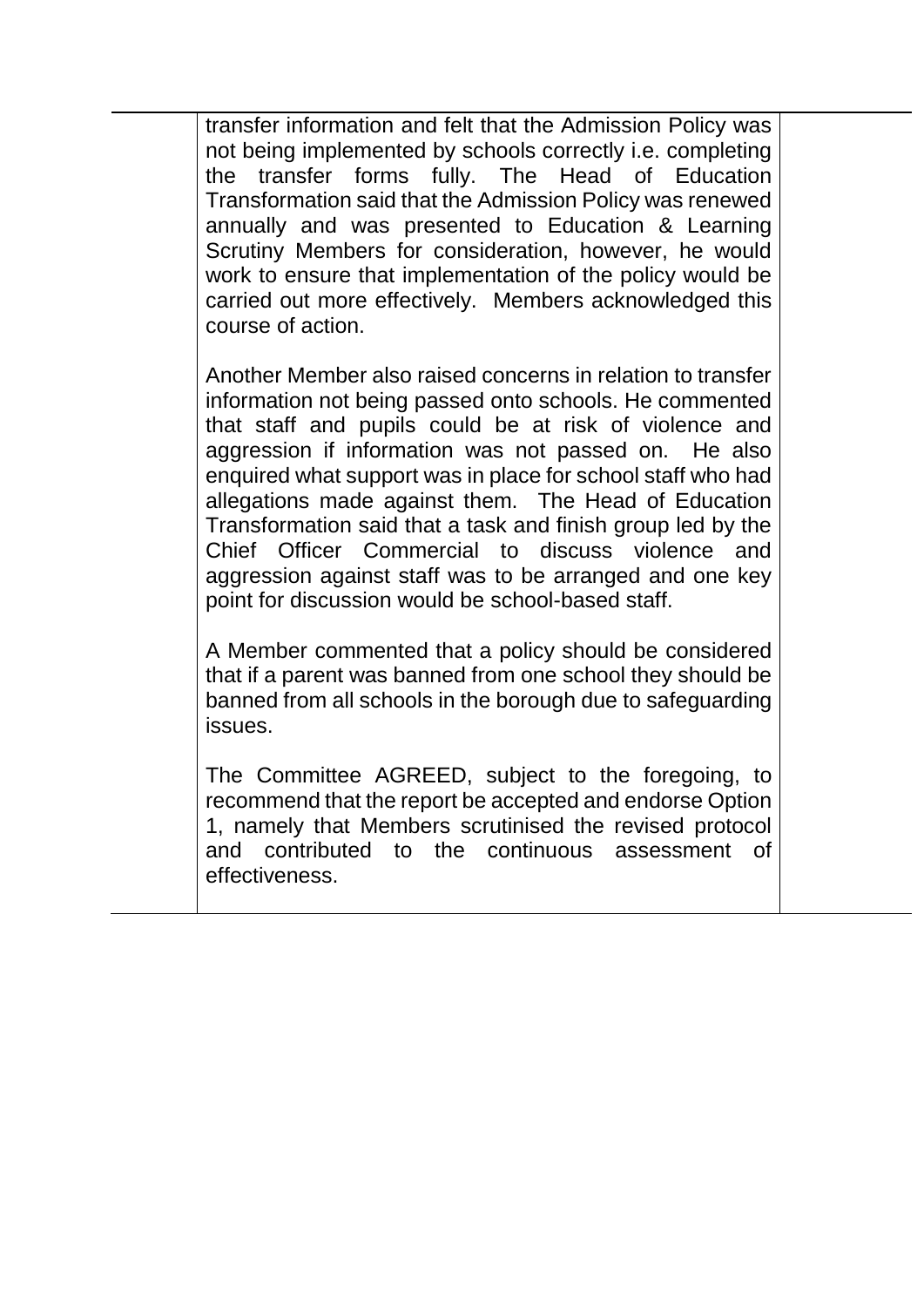| | | |
|---|---|---|
| | transfer information and felt that the Admission Policy was not being implemented by schools correctly i.e. completing the transfer forms fully. The Head of Education Transformation said that the Admission Policy was renewed annually and was presented to Education & Learning Scrutiny Members for consideration, however, he would work to ensure that implementation of the policy would be carried out more effectively. Members acknowledged this course of action.<br><br>Another Member also raised concerns in relation to transfer information not being passed onto schools. He commented that staff and pupils could be at risk of violence and aggression if information was not passed on. He also enquired what support was in place for school staff who had allegations made against them. The Head of Education Transformation said that a task and finish group led by the Chief Officer Commercial to discuss violence and aggression against staff was to be arranged and one key point for discussion would be school-based staff.<br><br>A Member commented that a policy should be considered that if a parent was banned from one school they should be banned from all schools in the borough due to safeguarding issues.<br><br>The Committee AGREED, subject to the foregoing, to recommend that the report be accepted and endorse Option 1, namely that Members scrutinised the revised protocol and contributed to the continuous assessment of effectiveness. | |